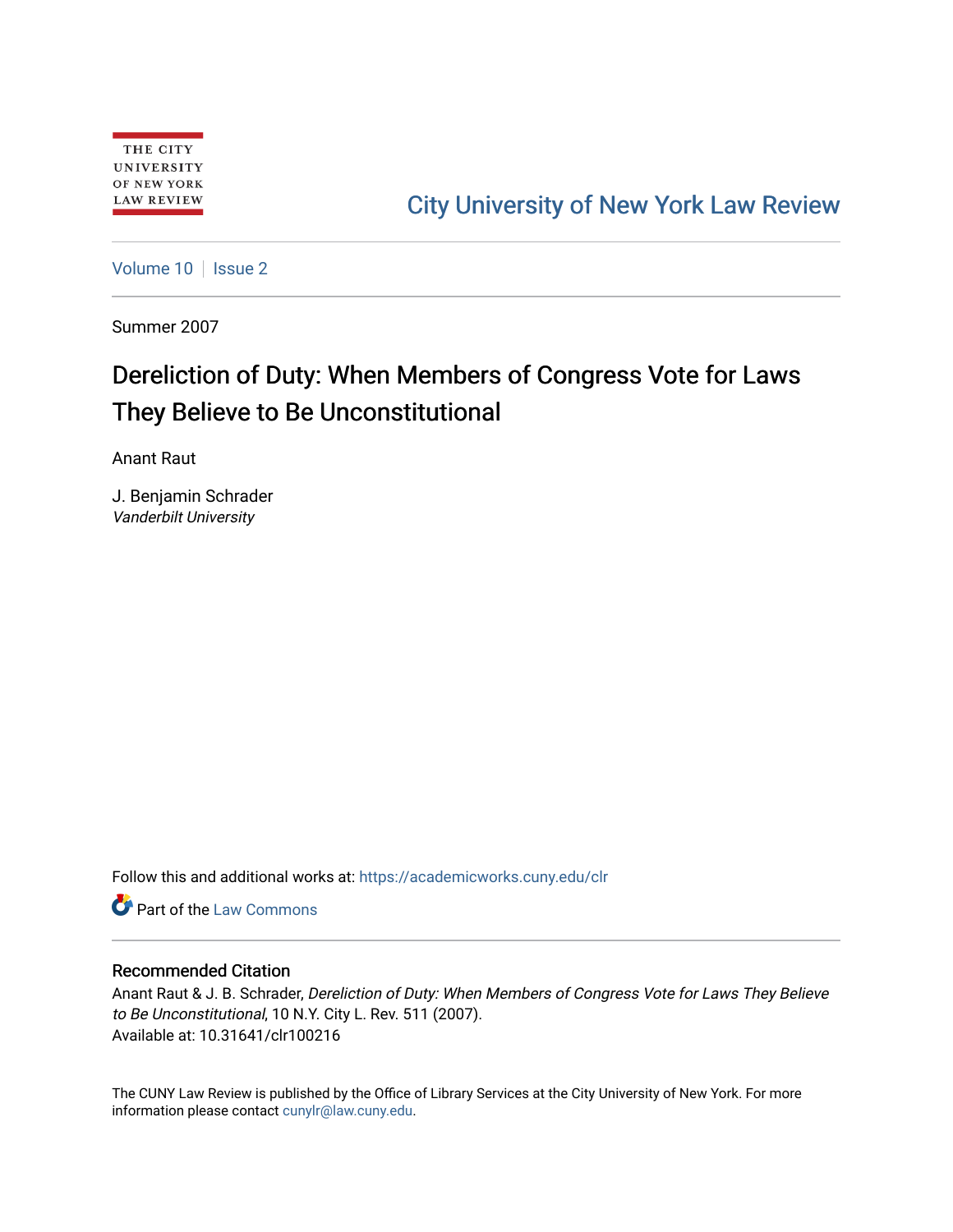THE CITY UNIVERSITY OF NEW YORK LAW REVIEW

City University of New York Law Review

Volume 10 | Issue 2

Summer 2007

# Dereliction of Duty: When Members of Congress Vote for Laws They Believe to Be Unconstitutional

Anant Raut

J. Benjamin Schrader
*Vanderbilt University*

Follow this and additional works at: https://academicworks.cuny.edu/clr

Part of the Law Commons

### Recommended Citation

Anant Raut & J. B. Schrader, *Dereliction of Duty: When Members of Congress Vote for Laws They Believe to Be Unconstitutional*, 10 N.Y. City L. Rev. 511 (2007).
Available at: 10.31641/clr100216

The CUNY Law Review is published by the Office of Library Services at the City University of New York. For more information please contact cunylr@law.cuny.edu.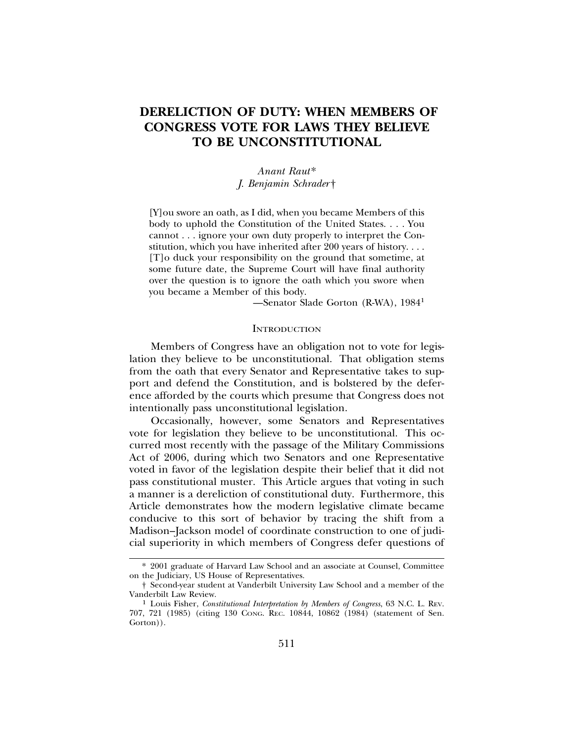# DERELICTION OF DUTY: WHEN MEMBERS OF CONGRESS VOTE FOR LAWS THEY BELIEVE TO BE UNCONSTITUTIONAL

*Anant Raut\**
*J. Benjamin Schrader†*

> [Y]ou swore an oath, as I did, when you became Members of this body to uphold the Constitution of the United States. . . . You cannot . . . ignore your own duty properly to interpret the Constitution, which you have inherited after 200 years of history. . . . [T]o duck your responsibility on the ground that sometime, at some future date, the Supreme Court will have final authority over the question is to ignore the oath which you swore when you became a Member of this body.
>
> —Senator Slade Gorton (R-WA), 1984[1]

## INTRODUCTION

Members of Congress have an obligation not to vote for legislation they believe to be unconstitutional. That obligation stems from the oath that every Senator and Representative takes to support and defend the Constitution, and is bolstered by the deference afforded by the courts which presume that Congress does not intentionally pass unconstitutional legislation.

Occasionally, however, some Senators and Representatives vote for legislation they believe to be unconstitutional. This occurred most recently with the passage of the Military Commissions Act of 2006, during which two Senators and one Representative voted in favor of the legislation despite their belief that it did not pass constitutional muster. This Article argues that voting in such a manner is a dereliction of constitutional duty. Furthermore, this Article demonstrates how the modern legislative climate became conducive to this sort of behavior by tracing the shift from a Madison–Jackson model of coordinate construction to one of judicial superiority in which members of Congress defer questions of

---

\* 2001 graduate of Harvard Law School and an associate at Counsel, Committee on the Judiciary, US House of Representatives.

† Second-year student at Vanderbilt University Law School and a member of the Vanderbilt Law Review.

[1] Louis Fisher, *Constitutional Interpretation by Members of Congress*, 63 N.C. L. REV. 707, 721 (1985) (citing 130 CONG. REC. 10844, 10862 (1984) (statement of Sen. Gorton)).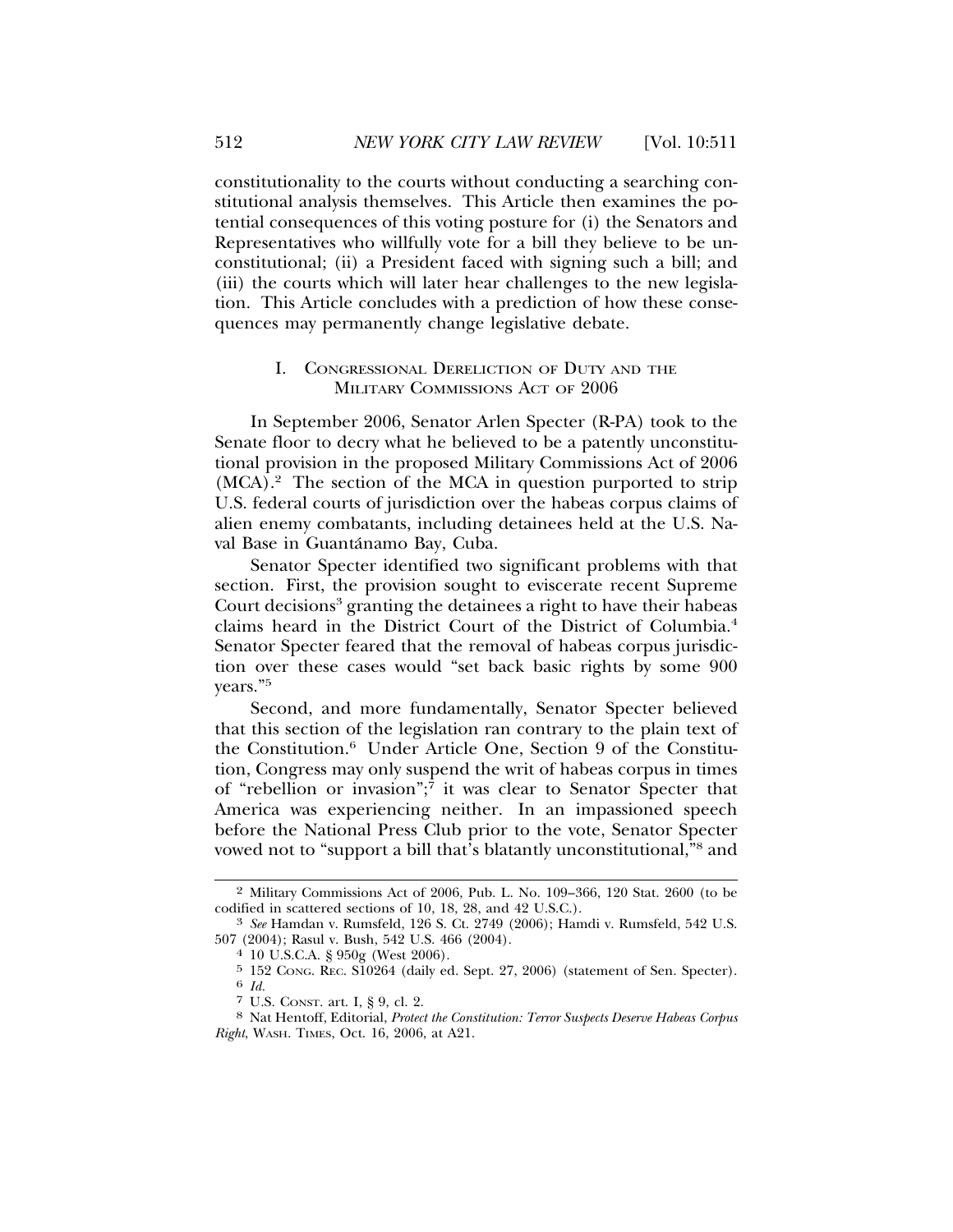constitutionality to the courts without conducting a searching constitutional analysis themselves. This Article then examines the potential consequences of this voting posture for (i) the Senators and Representatives who willfully vote for a bill they believe to be unconstitutional; (ii) a President faced with signing such a bill; and (iii) the courts which will later hear challenges to the new legislation. This Article concludes with a prediction of how these consequences may permanently change legislative debate.

## I. CONGRESSIONAL DERELICTION OF DUTY AND THE MILITARY COMMISSIONS ACT OF 2006

In September 2006, Senator Arlen Specter (R-PA) took to the Senate floor to decry what he believed to be a patently unconstitutional provision in the proposed Military Commissions Act of 2006 (MCA).[2] The section of the MCA in question purported to strip U.S. federal courts of jurisdiction over the habeas corpus claims of alien enemy combatants, including detainees held at the U.S. Naval Base in Guantánamo Bay, Cuba.

Senator Specter identified two significant problems with that section. First, the provision sought to eviscerate recent Supreme Court decisions[3] granting the detainees a right to have their habeas claims heard in the District Court of the District of Columbia.[4] Senator Specter feared that the removal of habeas corpus jurisdiction over these cases would "set back basic rights by some 900 years."[5]

Second, and more fundamentally, Senator Specter believed that this section of the legislation ran contrary to the plain text of the Constitution.[6] Under Article One, Section 9 of the Constitution, Congress may only suspend the writ of habeas corpus in times of "rebellion or invasion";[7] it was clear to Senator Specter that America was experiencing neither. In an impassioned speech before the National Press Club prior to the vote, Senator Specter vowed not to "support a bill that's blatantly unconstitutional,"[8] and

---

[2] Military Commissions Act of 2006, Pub. L. No. 109–366, 120 Stat. 2600 (to be codified in scattered sections of 10, 18, 28, and 42 U.S.C.).

[3] *See* Hamdan v. Rumsfeld, 126 S. Ct. 2749 (2006); Hamdi v. Rumsfeld, 542 U.S. 507 (2004); Rasul v. Bush, 542 U.S. 466 (2004).

[4] 10 U.S.C.A. § 950g (West 2006).

[5] 152 CONG. REC. S10264 (daily ed. Sept. 27, 2006) (statement of Sen. Specter).

[6] *Id.*

[7] U.S. CONST. art. I, § 9, cl. 2.

[8] Nat Hentoff, Editorial, *Protect the Constitution: Terror Suspects Deserve Habeas Corpus Right*, WASH. TIMES, Oct. 16, 2006, at A21.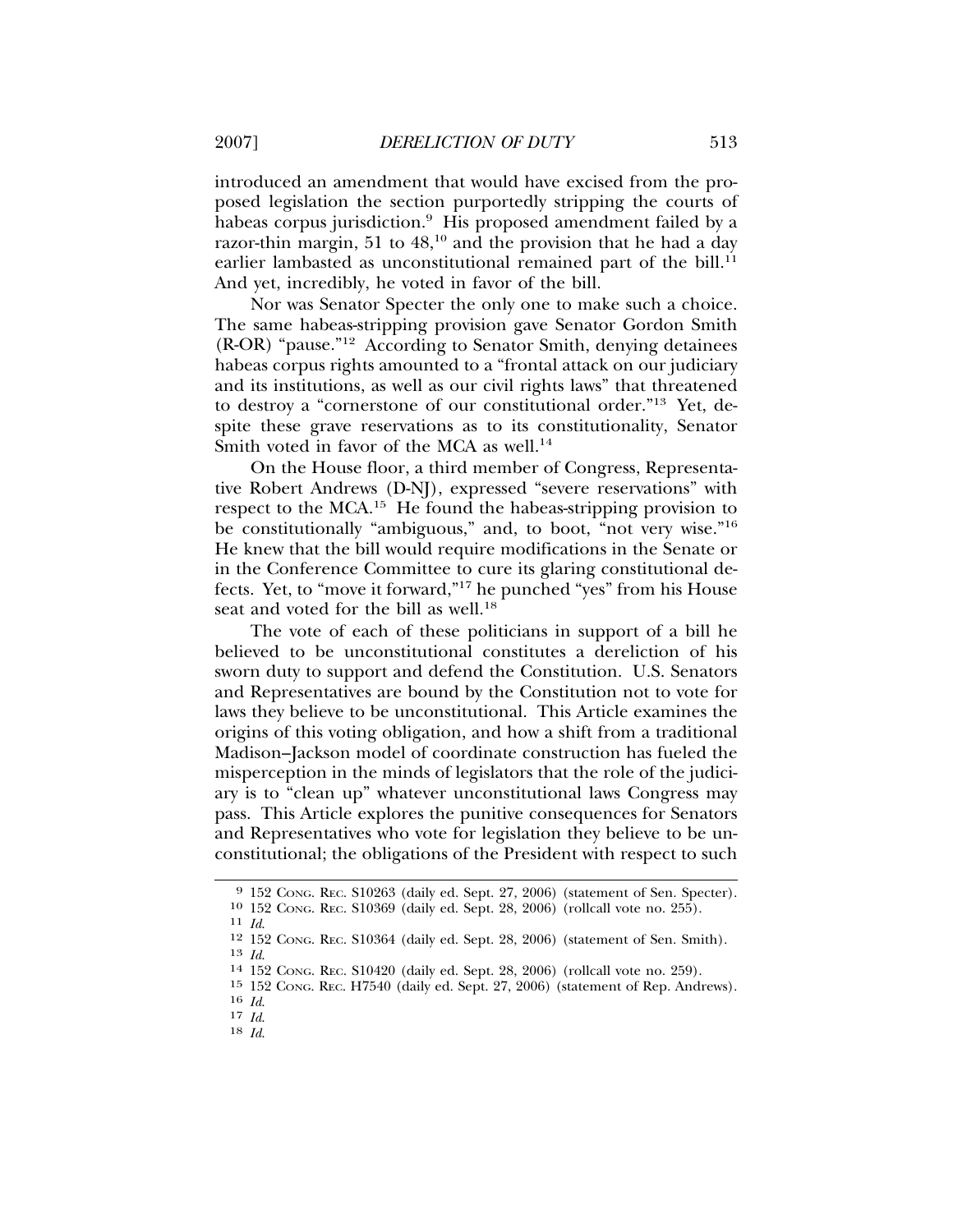introduced an amendment that would have excised from the proposed legislation the section purportedly stripping the courts of habeas corpus jurisdiction.[9] His proposed amendment failed by a razor-thin margin, 51 to 48,[10] and the provision that he had a day earlier lambasted as unconstitutional remained part of the bill.[11] And yet, incredibly, he voted in favor of the bill.

Nor was Senator Specter the only one to make such a choice. The same habeas-stripping provision gave Senator Gordon Smith (R-OR) "pause."[12] According to Senator Smith, denying detainees habeas corpus rights amounted to a "frontal attack on our judiciary and its institutions, as well as our civil rights laws" that threatened to destroy a "cornerstone of our constitutional order."[13] Yet, despite these grave reservations as to its constitutionality, Senator Smith voted in favor of the MCA as well.[14]

On the House floor, a third member of Congress, Representative Robert Andrews (D-NJ), expressed "severe reservations" with respect to the MCA.[15] He found the habeas-stripping provision to be constitutionally "ambiguous," and, to boot, "not very wise."[16] He knew that the bill would require modifications in the Senate or in the Conference Committee to cure its glaring constitutional defects. Yet, to "move it forward,"[17] he punched "yes" from his House seat and voted for the bill as well.[18]

The vote of each of these politicians in support of a bill he believed to be unconstitutional constitutes a dereliction of his sworn duty to support and defend the Constitution. U.S. Senators and Representatives are bound by the Constitution not to vote for laws they believe to be unconstitutional. This Article examines the origins of this voting obligation, and how a shift from a traditional Madison–Jackson model of coordinate construction has fueled the misperception in the minds of legislators that the role of the judiciary is to "clean up" whatever unconstitutional laws Congress may pass. This Article explores the punitive consequences for Senators and Representatives who vote for legislation they believe to be unconstitutional; the obligations of the President with respect to such

---

9 152 Cong. Rec. S10263 (daily ed. Sept. 27, 2006) (statement of Sen. Specter).

10 152 Cong. Rec. S10369 (daily ed. Sept. 28, 2006) (rollcall vote no. 255).

11 *Id.*

12 152 Cong. Rec. S10364 (daily ed. Sept. 28, 2006) (statement of Sen. Smith).

13 *Id.*

14 152 Cong. Rec. S10420 (daily ed. Sept. 28, 2006) (rollcall vote no. 259).

15 152 Cong. Rec. H7540 (daily ed. Sept. 27, 2006) (statement of Rep. Andrews).

16 *Id.*

17 *Id.*

18 *Id.*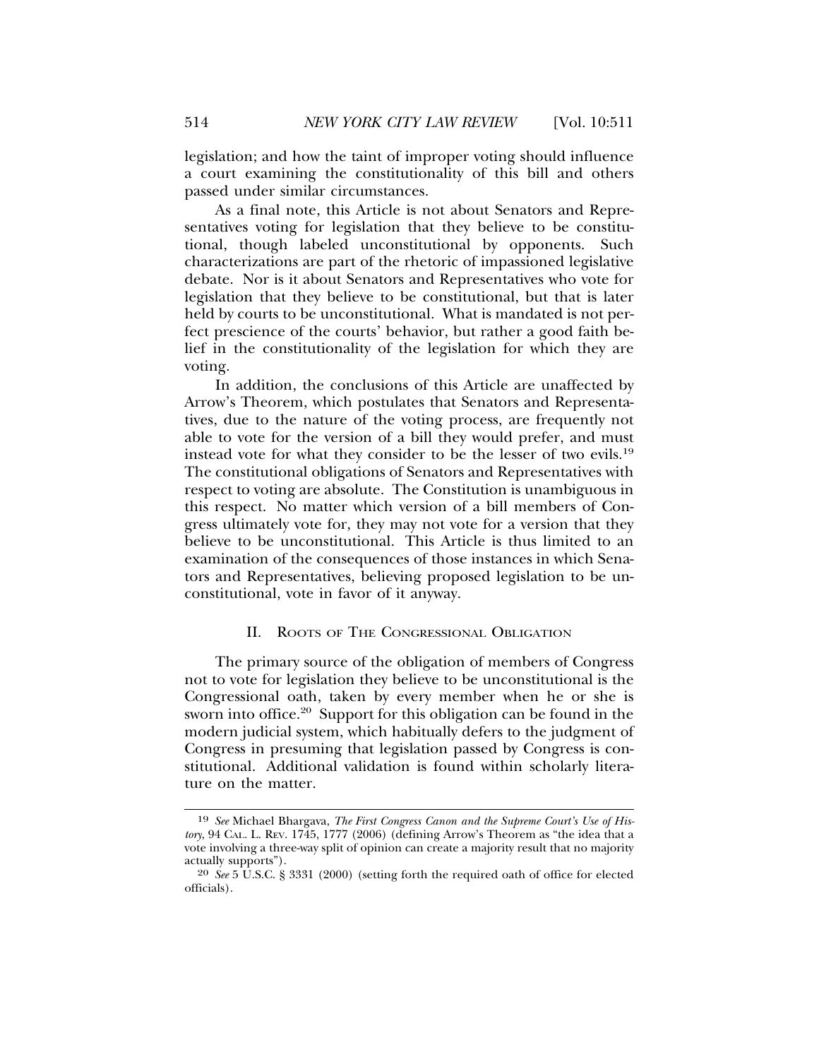legislation; and how the taint of improper voting should influence a court examining the constitutionality of this bill and others passed under similar circumstances.

As a final note, this Article is not about Senators and Representatives voting for legislation that they believe to be constitutional, though labeled unconstitutional by opponents. Such characterizations are part of the rhetoric of impassioned legislative debate. Nor is it about Senators and Representatives who vote for legislation that they believe to be constitutional, but that is later held by courts to be unconstitutional. What is mandated is not perfect prescience of the courts' behavior, but rather a good faith belief in the constitutionality of the legislation for which they are voting.

In addition, the conclusions of this Article are unaffected by Arrow's Theorem, which postulates that Senators and Representatives, due to the nature of the voting process, are frequently not able to vote for the version of a bill they would prefer, and must instead vote for what they consider to be the lesser of two evils.[19] The constitutional obligations of Senators and Representatives with respect to voting are absolute. The Constitution is unambiguous in this respect. No matter which version of a bill members of Congress ultimately vote for, they may not vote for a version that they believe to be unconstitutional. This Article is thus limited to an examination of the consequences of those instances in which Senators and Representatives, believing proposed legislation to be unconstitutional, vote in favor of it anyway.

## II. Roots of The Congressional Obligation

The primary source of the obligation of members of Congress not to vote for legislation they believe to be unconstitutional is the Congressional oath, taken by every member when he or she is sworn into office.[20] Support for this obligation can be found in the modern judicial system, which habitually defers to the judgment of Congress in presuming that legislation passed by Congress is constitutional. Additional validation is found within scholarly literature on the matter.

---

[19] *See* Michael Bhargava, *The First Congress Canon and the Supreme Court's Use of History*, 94 CAL. L. REV. 1745, 1777 (2006) (defining Arrow's Theorem as "the idea that a vote involving a three-way split of opinion can create a majority result that no majority actually supports").

[20] *See* 5 U.S.C. § 3331 (2000) (setting forth the required oath of office for elected officials).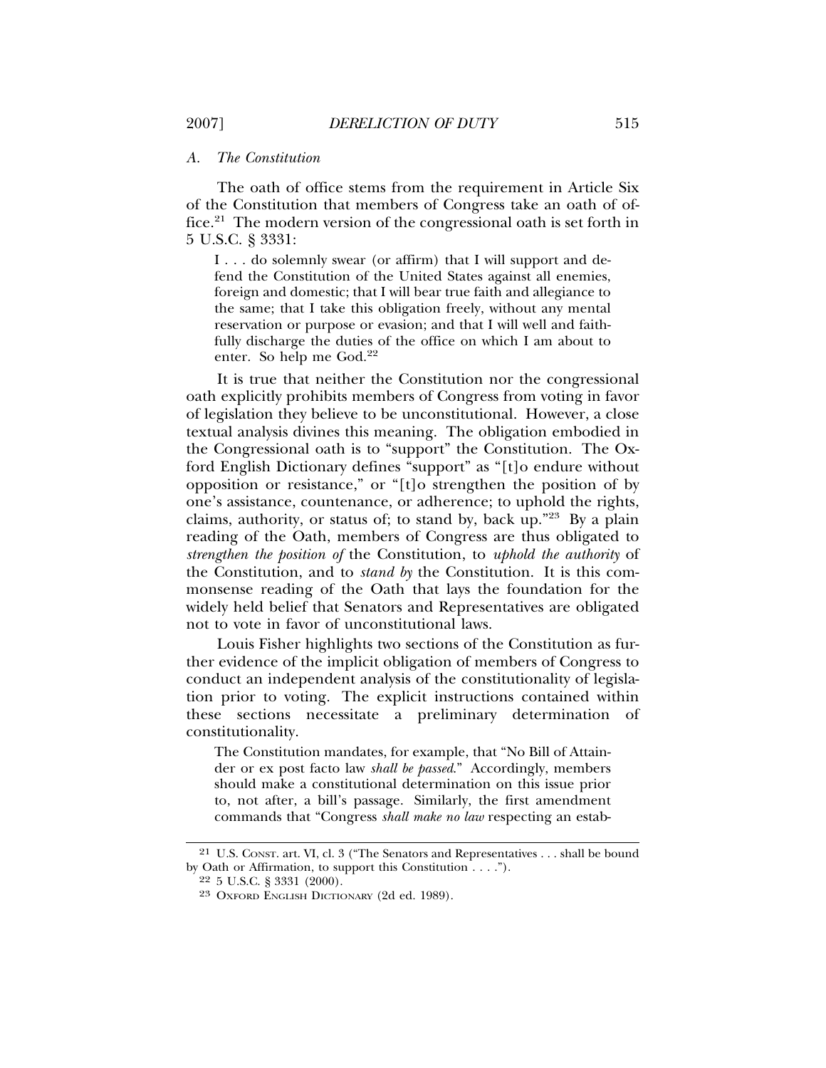### *A. The Constitution*

The oath of office stems from the requirement in Article Six of the Constitution that members of Congress take an oath of office.[21] The modern version of the congressional oath is set forth in 5 U.S.C. § 3331:

> I . . . do solemnly swear (or affirm) that I will support and defend the Constitution of the United States against all enemies, foreign and domestic; that I will bear true faith and allegiance to the same; that I take this obligation freely, without any mental reservation or purpose or evasion; and that I will well and faithfully discharge the duties of the office on which I am about to enter. So help me God.[22]

It is true that neither the Constitution nor the congressional oath explicitly prohibits members of Congress from voting in favor of legislation they believe to be unconstitutional. However, a close textual analysis divines this meaning. The obligation embodied in the Congressional oath is to "support" the Constitution. The Oxford English Dictionary defines "support" as "[t]o endure without opposition or resistance," or "[t]o strengthen the position of by one's assistance, countenance, or adherence; to uphold the rights, claims, authority, or status of; to stand by, back up."[23] By a plain reading of the Oath, members of Congress are thus obligated to *strengthen the position of* the Constitution, to *uphold the authority* of the Constitution, and to *stand by* the Constitution. It is this commonsense reading of the Oath that lays the foundation for the widely held belief that Senators and Representatives are obligated not to vote in favor of unconstitutional laws.

Louis Fisher highlights two sections of the Constitution as further evidence of the implicit obligation of members of Congress to conduct an independent analysis of the constitutionality of legislation prior to voting. The explicit instructions contained within these sections necessitate a preliminary determination of constitutionality.

> The Constitution mandates, for example, that "No Bill of Attainder or ex post facto law *shall be passed*." Accordingly, members should make a constitutional determination on this issue prior to, not after, a bill's passage. Similarly, the first amendment commands that "Congress *shall make no law* respecting an estab-

---

[21] U.S. CONST. art. VI, cl. 3 ("The Senators and Representatives . . . shall be bound by Oath or Affirmation, to support this Constitution . . . .").

[22] 5 U.S.C. § 3331 (2000).

[23] OXFORD ENGLISH DICTIONARY (2d ed. 1989).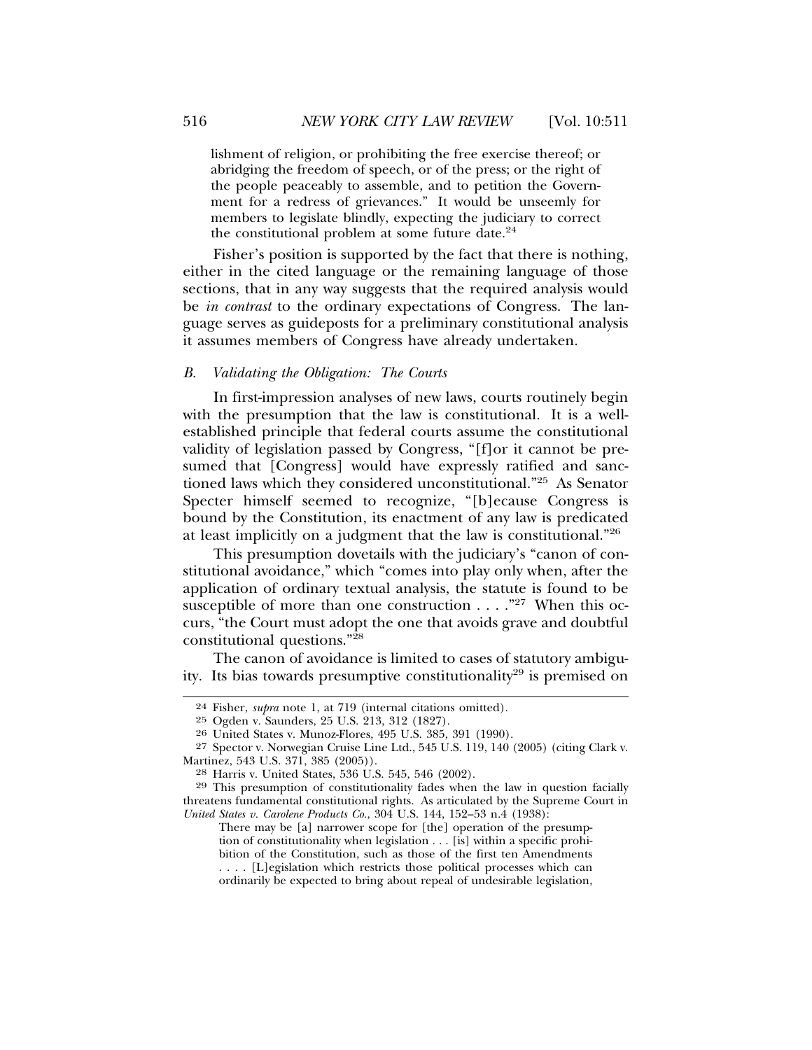lishment of religion, or prohibiting the free exercise thereof; or abridging the freedom of speech, or of the press; or the right of the people peaceably to assemble, and to petition the Government for a redress of grievances." It would be unseemly for members to legislate blindly, expecting the judiciary to correct the constitutional problem at some future date.[24]

Fisher's position is supported by the fact that there is nothing, either in the cited language or the remaining language of those sections, that in any way suggests that the required analysis would be *in contrast* to the ordinary expectations of Congress. The language serves as guideposts for a preliminary constitutional analysis it assumes members of Congress have already undertaken.

### B. *Validating the Obligation: The Courts*

In first-impression analyses of new laws, courts routinely begin with the presumption that the law is constitutional. It is a well-established principle that federal courts assume the constitutional validity of legislation passed by Congress, "[f]or it cannot be presumed that [Congress] would have expressly ratified and sanctioned laws which they considered unconstitutional."[25] As Senator Specter himself seemed to recognize, "[b]ecause Congress is bound by the Constitution, its enactment of any law is predicated at least implicitly on a judgment that the law is constitutional."[26]

This presumption dovetails with the judiciary's "canon of constitutional avoidance," which "comes into play only when, after the application of ordinary textual analysis, the statute is found to be susceptible of more than one construction . . . ."[27] When this occurs, "the Court must adopt the one that avoids grave and doubtful constitutional questions."[28]

The canon of avoidance is limited to cases of statutory ambiguity. Its bias towards presumptive constitutionality[29] is premised on

---

24 Fisher, *supra* note 1, at 719 (internal citations omitted).

25 Ogden v. Saunders, 25 U.S. 213, 312 (1827).

26 United States v. Munoz-Flores, 495 U.S. 385, 391 (1990).

27 Spector v. Norwegian Cruise Line Ltd., 545 U.S. 119, 140 (2005) (citing Clark v. Martinez, 543 U.S. 371, 385 (2005)).

28 Harris v. United States, 536 U.S. 545, 546 (2002).

29 This presumption of constitutionality fades when the law in question facially threatens fundamental constitutional rights. As articulated by the Supreme Court in *United States v. Carolene Products Co.*, 304 U.S. 144, 152–53 n.4 (1938):

> There may be [a] narrower scope for [the] operation of the presumption of constitutionality when legislation . . . [is] within a specific prohibition of the Constitution, such as those of the first ten Amendments . . . . [L]egislation which restricts those political processes which can ordinarily be expected to bring about repeal of undesirable legislation,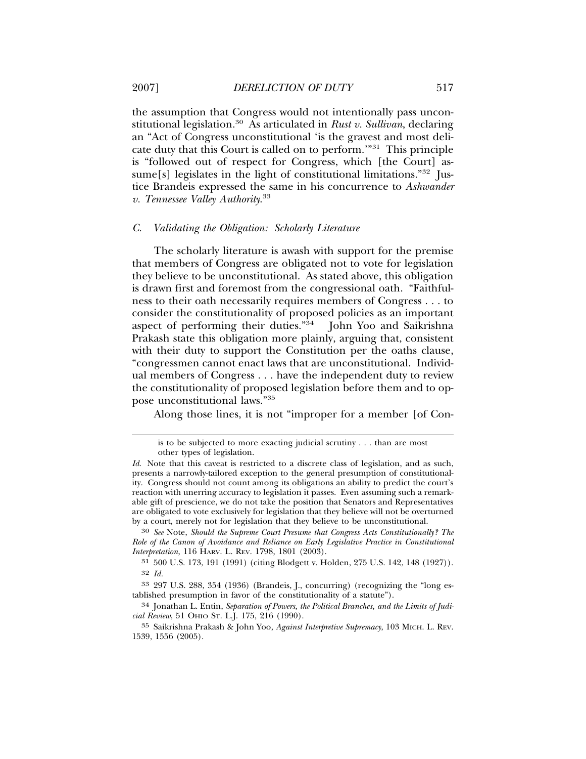the assumption that Congress would not intentionally pass unconstitutional legislation.[30] As articulated in *Rust v. Sullivan*, declaring an "Act of Congress unconstitutional 'is the gravest and most delicate duty that this Court is called on to perform.'"[31] This principle is "followed out of respect for Congress, which [the Court] assume[s] legislates in the light of constitutional limitations."[32] Justice Brandeis expressed the same in his concurrence to *Ashwander v. Tennessee Valley Authority*.[33]

### C. *Validating the Obligation: Scholarly Literature*

The scholarly literature is awash with support for the premise that members of Congress are obligated not to vote for legislation they believe to be unconstitutional. As stated above, this obligation is drawn first and foremost from the congressional oath. "Faithfulness to their oath necessarily requires members of Congress . . . to consider the constitutionality of proposed policies as an important aspect of performing their duties."[34] John Yoo and Saikrishna Prakash state this obligation more plainly, arguing that, consistent with their duty to support the Constitution per the oaths clause, "congressmen cannot enact laws that are unconstitutional. Individual members of Congress . . . have the independent duty to review the constitutionality of proposed legislation before them and to oppose unconstitutional laws."[35]

Along those lines, it is not "improper for a member [of Con-

---

> is to be subjected to more exacting judicial scrutiny . . . than are most other types of legislation.

*Id.* Note that this caveat is restricted to a discrete class of legislation, and as such, presents a narrowly-tailored exception to the general presumption of constitutionality. Congress should not count among its obligations an ability to predict the court's reaction with unerring accuracy to legislation it passes. Even assuming such a remarkable gift of prescience, we do not take the position that Senators and Representatives are obligated to vote exclusively for legislation that they believe will not be overturned by a court, merely not for legislation that they believe to be unconstitutional.

[30] *See* Note, *Should the Supreme Court Presume that Congress Acts Constitutionally? The Role of the Canon of Avoidance and Reliance on Early Legislative Practice in Constitutional Interpretation*, 116 HARV. L. REV. 1798, 1801 (2003).

[31] 500 U.S. 173, 191 (1991) (citing Blodgett v. Holden, 275 U.S. 142, 148 (1927)).

[32] *Id.*

[33] 297 U.S. 288, 354 (1936) (Brandeis, J., concurring) (recognizing the "long established presumption in favor of the constitutionality of a statute").

[34] Jonathan L. Entin, *Separation of Powers, the Political Branches, and the Limits of Judicial Review*, 51 OHIO ST. L.J. 175, 216 (1990).

[35] Saikrishna Prakash & John Yoo, *Against Interpretive Supremacy*, 103 MICH. L. REV. 1539, 1556 (2005).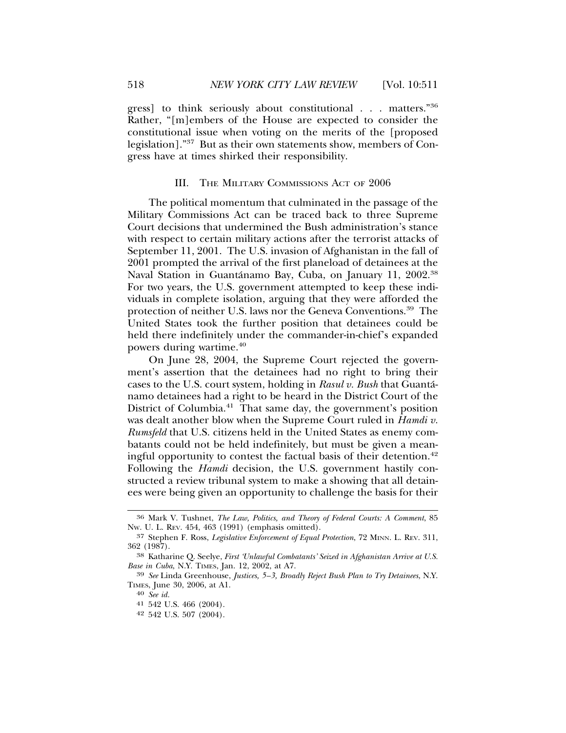gress] to think seriously about constitutional . . . matters."[36] Rather, "[m]embers of the House are expected to consider the constitutional issue when voting on the merits of the [proposed legislation]."[37] But as their own statements show, members of Congress have at times shirked their responsibility.

## III. The Military Commissions Act of 2006

The political momentum that culminated in the passage of the Military Commissions Act can be traced back to three Supreme Court decisions that undermined the Bush administration's stance with respect to certain military actions after the terrorist attacks of September 11, 2001. The U.S. invasion of Afghanistan in the fall of 2001 prompted the arrival of the first planeload of detainees at the Naval Station in Guantánamo Bay, Cuba, on January 11, 2002.[38] For two years, the U.S. government attempted to keep these individuals in complete isolation, arguing that they were afforded the protection of neither U.S. laws nor the Geneva Conventions.[39] The United States took the further position that detainees could be held there indefinitely under the commander-in-chief's expanded powers during wartime.[40]

On June 28, 2004, the Supreme Court rejected the government's assertion that the detainees had no right to bring their cases to the U.S. court system, holding in *Rasul v. Bush* that Guantánamo detainees had a right to be heard in the District Court of the District of Columbia.[41] That same day, the government's position was dealt another blow when the Supreme Court ruled in *Hamdi v. Rumsfeld* that U.S. citizens held in the United States as enemy combatants could not be held indefinitely, but must be given a meaningful opportunity to contest the factual basis of their detention.[42] Following the *Hamdi* decision, the U.S. government hastily constructed a review tribunal system to make a showing that all detainees were being given an opportunity to challenge the basis for their

---

36 Mark V. Tushnet, *The Law, Politics, and Theory of Federal Courts: A Comment*, 85 Nw. U. L. Rev. 454, 463 (1991) (emphasis omitted).

37 Stephen F. Ross, *Legislative Enforcement of Equal Protection*, 72 Minn. L. Rev. 311, 362 (1987).

38 Katharine Q. Seelye, *First 'Unlawful Combatants' Seized in Afghanistan Arrive at U.S. Base in Cuba*, N.Y. Times, Jan. 12, 2002, at A7.

39 *See* Linda Greenhouse, *Justices, 5–3, Broadly Reject Bush Plan to Try Detainees*, N.Y. Times, June 30, 2006, at A1.

40 *See id.*

41 542 U.S. 466 (2004).

42 542 U.S. 507 (2004).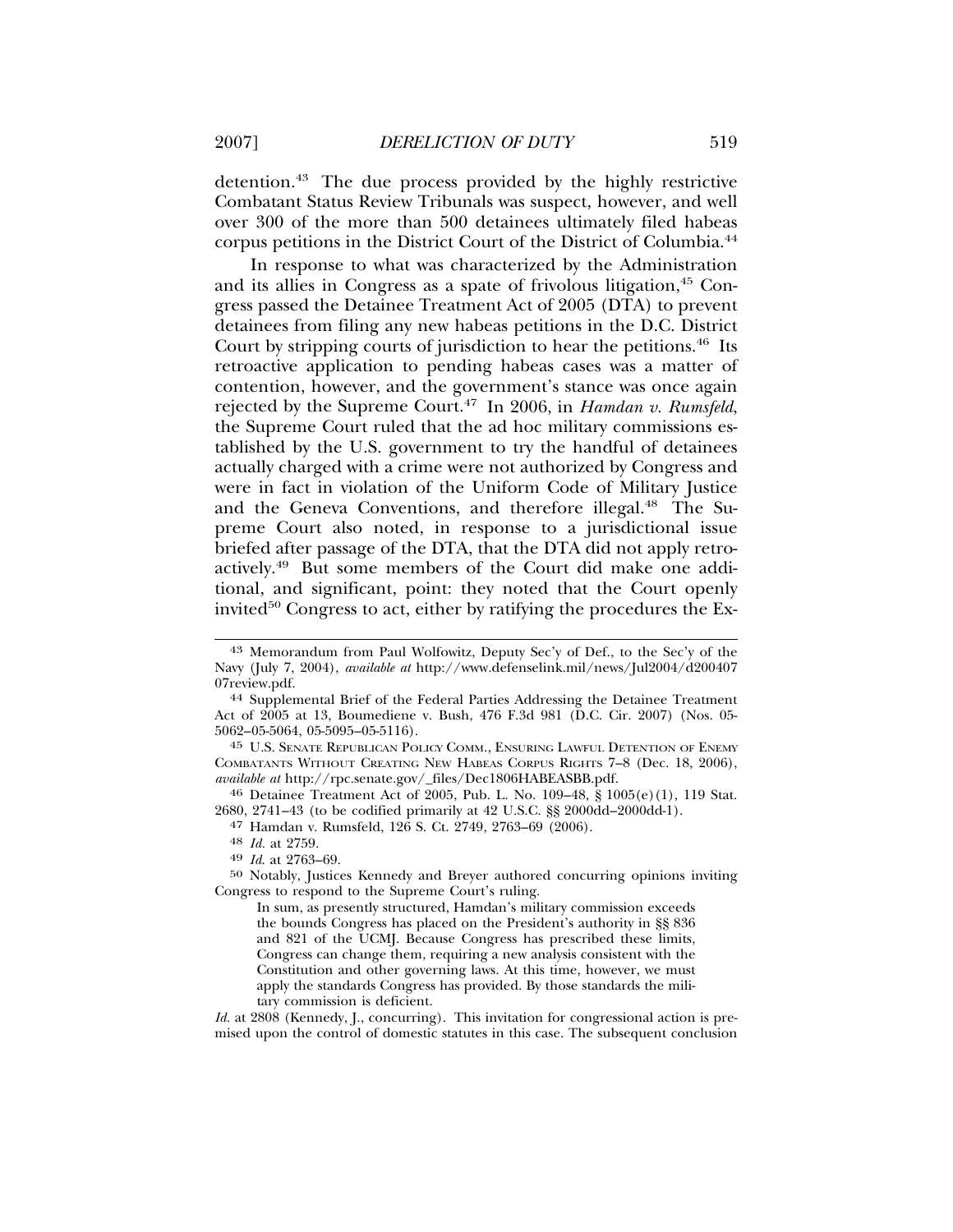detention.[43] The due process provided by the highly restrictive Combatant Status Review Tribunals was suspect, however, and well over 300 of the more than 500 detainees ultimately filed habeas corpus petitions in the District Court of the District of Columbia.[44]

In response to what was characterized by the Administration and its allies in Congress as a spate of frivolous litigation,[45] Congress passed the Detainee Treatment Act of 2005 (DTA) to prevent detainees from filing any new habeas petitions in the D.C. District Court by stripping courts of jurisdiction to hear the petitions.[46] Its retroactive application to pending habeas cases was a matter of contention, however, and the government's stance was once again rejected by the Supreme Court.[47] In 2006, in *Hamdan v. Rumsfeld*, the Supreme Court ruled that the ad hoc military commissions established by the U.S. government to try the handful of detainees actually charged with a crime were not authorized by Congress and were in fact in violation of the Uniform Code of Military Justice and the Geneva Conventions, and therefore illegal.[48] The Supreme Court also noted, in response to a jurisdictional issue briefed after passage of the DTA, that the DTA did not apply retroactively.[49] But some members of the Court did make one additional, and significant, point: they noted that the Court openly invited[50] Congress to act, either by ratifying the procedures the Ex-

---

[43] Memorandum from Paul Wolfowitz, Deputy Sec'y of Def., to the Sec'y of the Navy (July 7, 2004), *available at* http://www.defenselink.mil/news/Jul2004/d20040707review.pdf.

[44] Supplemental Brief of the Federal Parties Addressing the Detainee Treatment Act of 2005 at 13, Boumediene v. Bush, 476 F.3d 981 (D.C. Cir. 2007) (Nos. 05-5062–05-5064, 05-5095–05-5116).

[45] U.S. SENATE REPUBLICAN POLICY COMM., ENSURING LAWFUL DETENTION OF ENEMY COMBATANTS WITHOUT CREATING NEW HABEAS CORPUS RIGHTS 7–8 (Dec. 18, 2006), *available at* http://rpc.senate.gov/_files/Dec1806HABEASBB.pdf.

[46] Detainee Treatment Act of 2005, Pub. L. No. 109–48, § 1005(e)(1), 119 Stat. 2680, 2741–43 (to be codified primarily at 42 U.S.C. §§ 2000dd–2000dd-1).

[47] Hamdan v. Rumsfeld, 126 S. Ct. 2749, 2763–69 (2006).

[48] *Id.* at 2759.

[49] *Id.* at 2763–69.

[50] Notably, Justices Kennedy and Breyer authored concurring opinions inviting Congress to respond to the Supreme Court's ruling.

> In sum, as presently structured, Hamdan's military commission exceeds the bounds Congress has placed on the President's authority in §§ 836 and 821 of the UCMJ. Because Congress has prescribed these limits, Congress can change them, requiring a new analysis consistent with the Constitution and other governing laws. At this time, however, we must apply the standards Congress has provided. By those standards the military commission is deficient.

*Id.* at 2808 (Kennedy, J., concurring). This invitation for congressional action is premised upon the control of domestic statutes in this case. The subsequent conclusion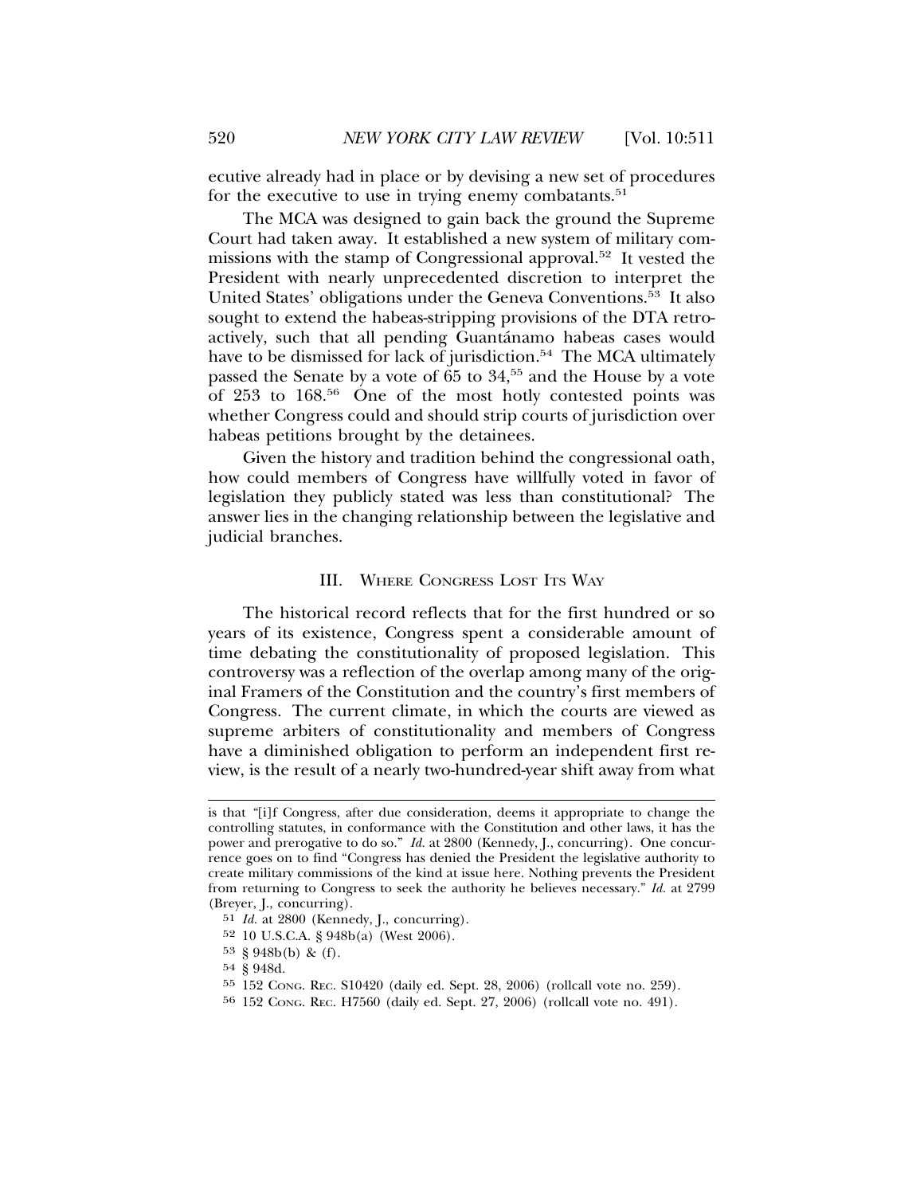ecutive already had in place or by devising a new set of procedures for the executive to use in trying enemy combatants.[51]

The MCA was designed to gain back the ground the Supreme Court had taken away. It established a new system of military commissions with the stamp of Congressional approval.[52] It vested the President with nearly unprecedented discretion to interpret the United States' obligations under the Geneva Conventions.[53] It also sought to extend the habeas-stripping provisions of the DTA retroactively, such that all pending Guantánamo habeas cases would have to be dismissed for lack of jurisdiction.[54] The MCA ultimately passed the Senate by a vote of 65 to 34,[55] and the House by a vote of 253 to 168.[56] One of the most hotly contested points was whether Congress could and should strip courts of jurisdiction over habeas petitions brought by the detainees.

Given the history and tradition behind the congressional oath, how could members of Congress have willfully voted in favor of legislation they publicly stated was less than constitutional? The answer lies in the changing relationship between the legislative and judicial branches.

## III. Where Congress Lost Its Way

The historical record reflects that for the first hundred or so years of its existence, Congress spent a considerable amount of time debating the constitutionality of proposed legislation. This controversy was a reflection of the overlap among many of the original Framers of the Constitution and the country's first members of Congress. The current climate, in which the courts are viewed as supreme arbiters of constitutionality and members of Congress have a diminished obligation to perform an independent first review, is the result of a nearly two-hundred-year shift away from what

---

is that "[i]f Congress, after due consideration, deems it appropriate to change the controlling statutes, in conformance with the Constitution and other laws, it has the power and prerogative to do so." *Id.* at 2800 (Kennedy, J., concurring). One concurrence goes on to find "Congress has denied the President the legislative authority to create military commissions of the kind at issue here. Nothing prevents the President from returning to Congress to seek the authority he believes necessary." *Id.* at 2799 (Breyer, J., concurring).

51 *Id.* at 2800 (Kennedy, J., concurring).

52 10 U.S.C.A. § 948b(a) (West 2006).

53 § 948b(b) & (f).

54 § 948d.

55 152 Cong. Rec. S10420 (daily ed. Sept. 28, 2006) (rollcall vote no. 259).

56 152 Cong. Rec. H7560 (daily ed. Sept. 27, 2006) (rollcall vote no. 491).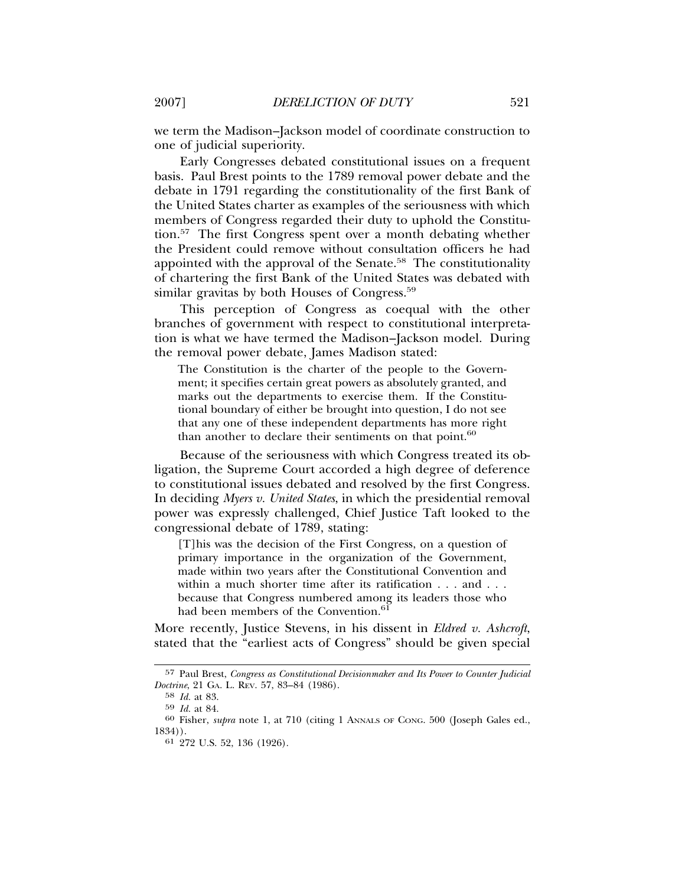we term the Madison–Jackson model of coordinate construction to one of judicial superiority.

Early Congresses debated constitutional issues on a frequent basis. Paul Brest points to the 1789 removal power debate and the debate in 1791 regarding the constitutionality of the first Bank of the United States charter as examples of the seriousness with which members of Congress regarded their duty to uphold the Constitution.[57] The first Congress spent over a month debating whether the President could remove without consultation officers he had appointed with the approval of the Senate.[58] The constitutionality of chartering the first Bank of the United States was debated with similar gravitas by both Houses of Congress.[59]

This perception of Congress as coequal with the other branches of government with respect to constitutional interpretation is what we have termed the Madison–Jackson model. During the removal power debate, James Madison stated:

> The Constitution is the charter of the people to the Government; it specifies certain great powers as absolutely granted, and marks out the departments to exercise them. If the Constitutional boundary of either be brought into question, I do not see that any one of these independent departments has more right than another to declare their sentiments on that point.[60]

Because of the seriousness with which Congress treated its obligation, the Supreme Court accorded a high degree of deference to constitutional issues debated and resolved by the first Congress. In deciding *Myers v. United States*, in which the presidential removal power was expressly challenged, Chief Justice Taft looked to the congressional debate of 1789, stating:

> [T]his was the decision of the First Congress, on a question of primary importance in the organization of the Government, made within two years after the Constitutional Convention and within a much shorter time after its ratification . . . and . . . because that Congress numbered among its leaders those who had been members of the Convention.[61]

More recently, Justice Stevens, in his dissent in *Eldred v. Ashcroft*, stated that the "earliest acts of Congress" should be given special

---

57 Paul Brest, *Congress as Constitutional Decisionmaker and Its Power to Counter Judicial Doctrine*, 21 GA. L. REV. 57, 83–84 (1986).

58 *Id.* at 83.

59 *Id.* at 84.

60 Fisher, *supra* note 1, at 710 (citing 1 ANNALS OF CONG. 500 (Joseph Gales ed., 1834)).

61 272 U.S. 52, 136 (1926).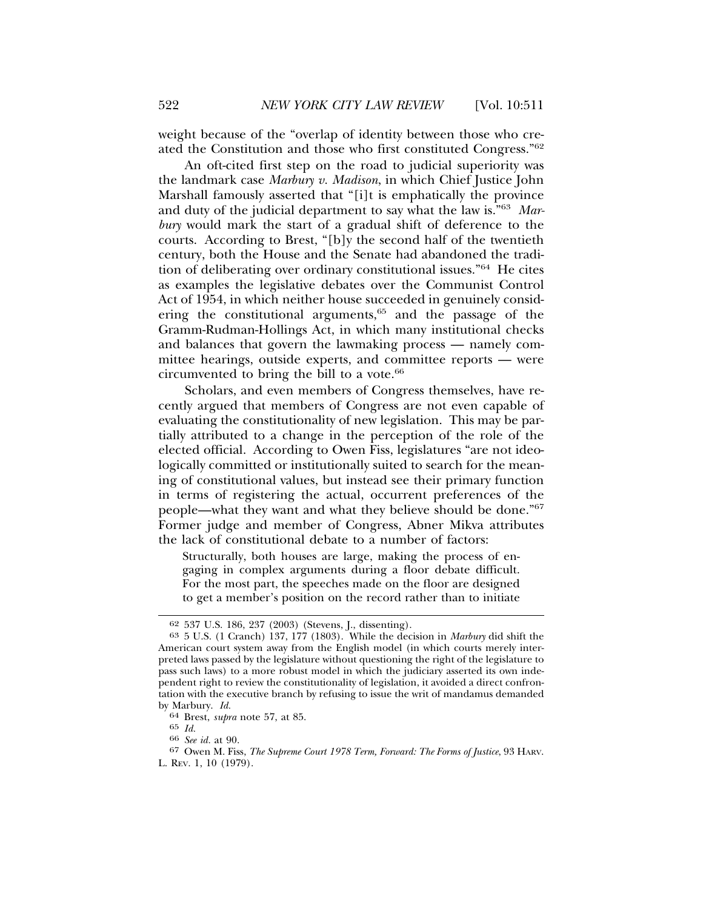weight because of the "overlap of identity between those who created the Constitution and those who first constituted Congress."[62]

An oft-cited first step on the road to judicial superiority was the landmark case *Marbury v. Madison*, in which Chief Justice John Marshall famously asserted that "[i]t is emphatically the province and duty of the judicial department to say what the law is."[63] *Marbury* would mark the start of a gradual shift of deference to the courts. According to Brest, "[b]y the second half of the twentieth century, both the House and the Senate had abandoned the tradition of deliberating over ordinary constitutional issues."[64] He cites as examples the legislative debates over the Communist Control Act of 1954, in which neither house succeeded in genuinely considering the constitutional arguments,[65] and the passage of the Gramm-Rudman-Hollings Act, in which many institutional checks and balances that govern the lawmaking process — namely committee hearings, outside experts, and committee reports — were circumvented to bring the bill to a vote.[66]

Scholars, and even members of Congress themselves, have recently argued that members of Congress are not even capable of evaluating the constitutionality of new legislation. This may be partially attributed to a change in the perception of the role of the elected official. According to Owen Fiss, legislatures "are not ideologically committed or institutionally suited to search for the meaning of constitutional values, but instead see their primary function in terms of registering the actual, occurrent preferences of the people—what they want and what they believe should be done."[67] Former judge and member of Congress, Abner Mikva attributes the lack of constitutional debate to a number of factors:

> Structurally, both houses are large, making the process of engaging in complex arguments during a floor debate difficult. For the most part, the speeches made on the floor are designed to get a member's position on the record rather than to initiate

---

[62] 537 U.S. 186, 237 (2003) (Stevens, J., dissenting).

[63] 5 U.S. (1 Cranch) 137, 177 (1803). While the decision in *Marbury* did shift the American court system away from the English model (in which courts merely interpreted laws passed by the legislature without questioning the right of the legislature to pass such laws) to a more robust model in which the judiciary asserted its own independent right to review the constitutionality of legislation, it avoided a direct confrontation with the executive branch by refusing to issue the writ of mandamus demanded by Marbury. *Id.*

[64] Brest, *supra* note 57, at 85.

[65] *Id.*

[66] *See id.* at 90.

[67] Owen M. Fiss, *The Supreme Court 1978 Term, Forward: The Forms of Justice*, 93 HARV. L. REV. 1, 10 (1979).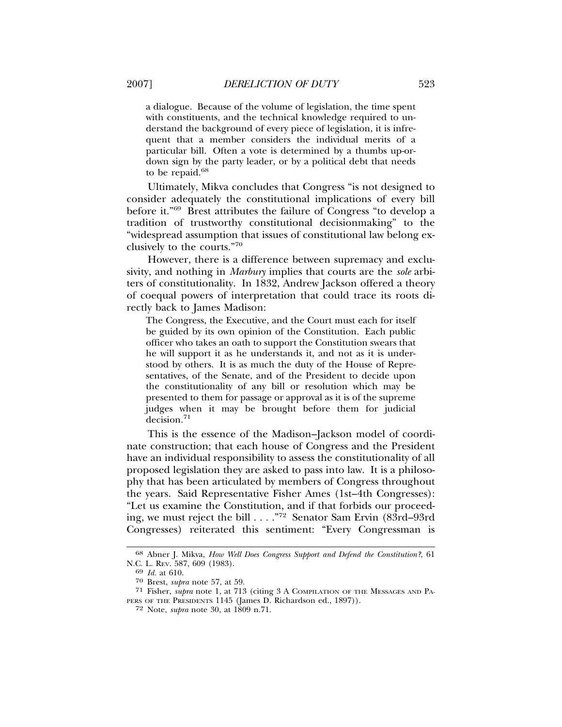a dialogue. Because of the volume of legislation, the time spent with constituents, and the technical knowledge required to understand the background of every piece of legislation, it is infrequent that a member considers the individual merits of a particular bill. Often a vote is determined by a thumbs up-or-down sign by the party leader, or by a political debt that needs to be repaid.[68]

Ultimately, Mikva concludes that Congress "is not designed to consider adequately the constitutional implications of every bill before it."[69] Brest attributes the failure of Congress "to develop a tradition of trustworthy constitutional decisionmaking" to the "widespread assumption that issues of constitutional law belong exclusively to the courts."[70]

However, there is a difference between supremacy and exclusivity, and nothing in *Marbury* implies that courts are the *sole* arbiters of constitutionality. In 1832, Andrew Jackson offered a theory of coequal powers of interpretation that could trace its roots directly back to James Madison:

> The Congress, the Executive, and the Court must each for itself be guided by its own opinion of the Constitution. Each public officer who takes an oath to support the Constitution swears that he will support it as he understands it, and not as it is understood by others. It is as much the duty of the House of Representatives, of the Senate, and of the President to decide upon the constitutionality of any bill or resolution which may be presented to them for passage or approval as it is of the supreme judges when it may be brought before them for judicial decision.[71]

This is the essence of the Madison–Jackson model of coordinate construction; that each house of Congress and the President have an individual responsibility to assess the constitutionality of all proposed legislation they are asked to pass into law. It is a philosophy that has been articulated by members of Congress throughout the years. Said Representative Fisher Ames (1st–4th Congresses): "Let us examine the Constitution, and if that forbids our proceeding, we must reject the bill . . . ."[72] Senator Sam Ervin (83rd–93rd Congresses) reiterated this sentiment: "Every Congressman is

---

68 Abner J. Mikva, *How Well Does Congress Support and Defend the Constitution?*, 61 N.C. L. REV. 587, 609 (1983).

69 *Id.* at 610.

70 Brest, *supra* note 57, at 59.

71 Fisher, *supra* note 1, at 713 (citing 3 A COMPILATION OF THE MESSAGES AND PAPERS OF THE PRESIDENTS 1145 (James D. Richardson ed., 1897)).

72 Note, *supra* note 30, at 1809 n.71.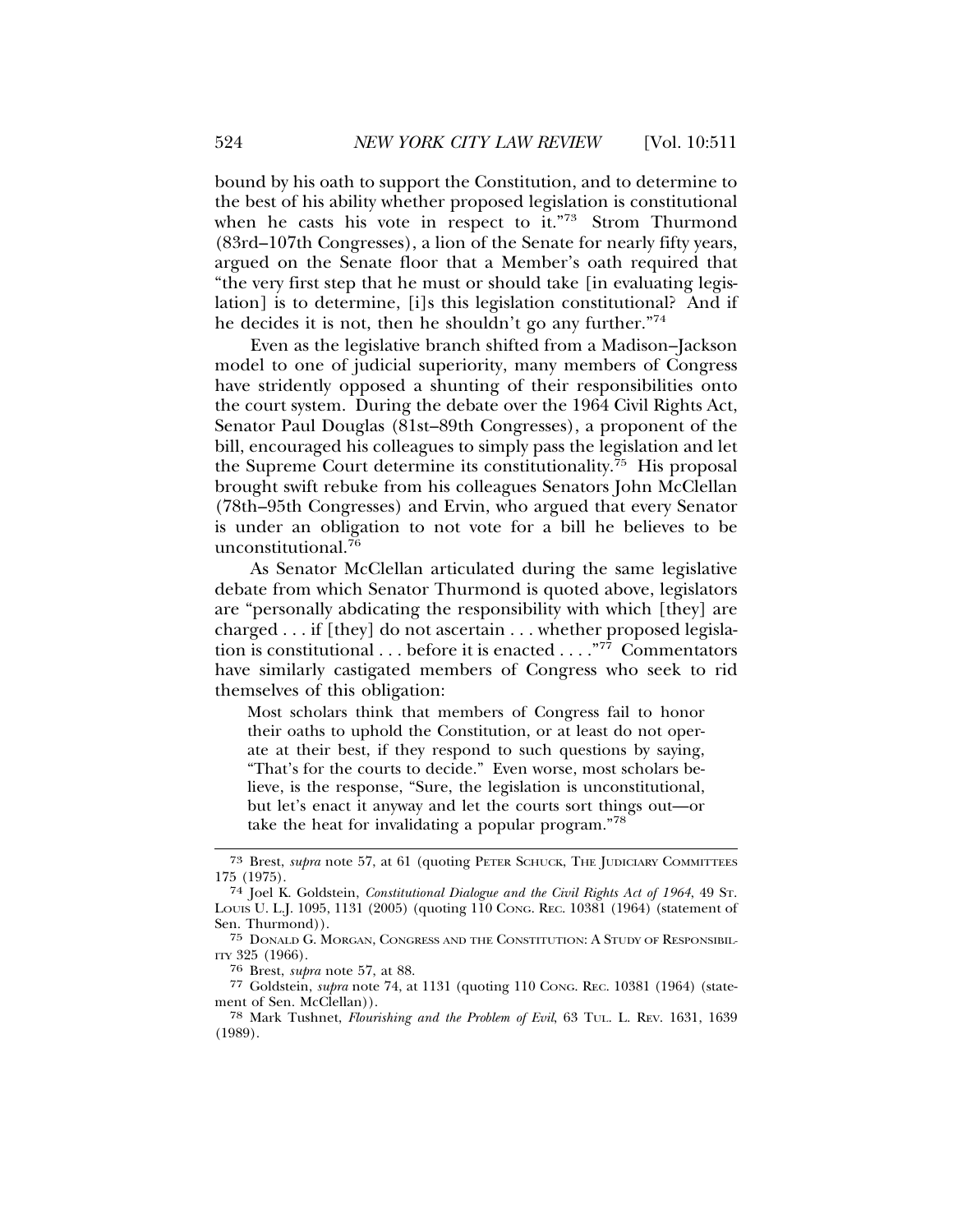bound by his oath to support the Constitution, and to determine to the best of his ability whether proposed legislation is constitutional when he casts his vote in respect to it."[73] Strom Thurmond (83rd–107th Congresses), a lion of the Senate for nearly fifty years, argued on the Senate floor that a Member's oath required that "the very first step that he must or should take [in evaluating legislation] is to determine, [i]s this legislation constitutional? And if he decides it is not, then he shouldn't go any further."[74]

Even as the legislative branch shifted from a Madison–Jackson model to one of judicial superiority, many members of Congress have stridently opposed a shunting of their responsibilities onto the court system. During the debate over the 1964 Civil Rights Act, Senator Paul Douglas (81st–89th Congresses), a proponent of the bill, encouraged his colleagues to simply pass the legislation and let the Supreme Court determine its constitutionality.[75] His proposal brought swift rebuke from his colleagues Senators John McClellan (78th–95th Congresses) and Ervin, who argued that every Senator is under an obligation to not vote for a bill he believes to be unconstitutional.[76]

As Senator McClellan articulated during the same legislative debate from which Senator Thurmond is quoted above, legislators are "personally abdicating the responsibility with which [they] are charged . . . if [they] do not ascertain . . . whether proposed legislation is constitutional . . . before it is enacted . . . ."[77] Commentators have similarly castigated members of Congress who seek to rid themselves of this obligation:

> Most scholars think that members of Congress fail to honor their oaths to uphold the Constitution, or at least do not operate at their best, if they respond to such questions by saying, "That's for the courts to decide." Even worse, most scholars believe, is the response, "Sure, the legislation is unconstitutional, but let's enact it anyway and let the courts sort things out—or take the heat for invalidating a popular program."[78]

---

73 Brest, *supra* note 57, at 61 (quoting PETER SCHUCK, THE JUDICIARY COMMITTEES 175 (1975).

74 Joel K. Goldstein, *Constitutional Dialogue and the Civil Rights Act of 1964*, 49 ST. LOUIS U. L.J. 1095, 1131 (2005) (quoting 110 CONG. REC. 10381 (1964) (statement of Sen. Thurmond)).

75 DONALD G. MORGAN, CONGRESS AND THE CONSTITUTION: A STUDY OF RESPONSIBILITY 325 (1966).

76 Brest, *supra* note 57, at 88.

77 Goldstein, *supra* note 74, at 1131 (quoting 110 CONG. REC. 10381 (1964) (statement of Sen. McClellan)).

78 Mark Tushnet, *Flourishing and the Problem of Evil*, 63 TUL. L. REV. 1631, 1639 (1989).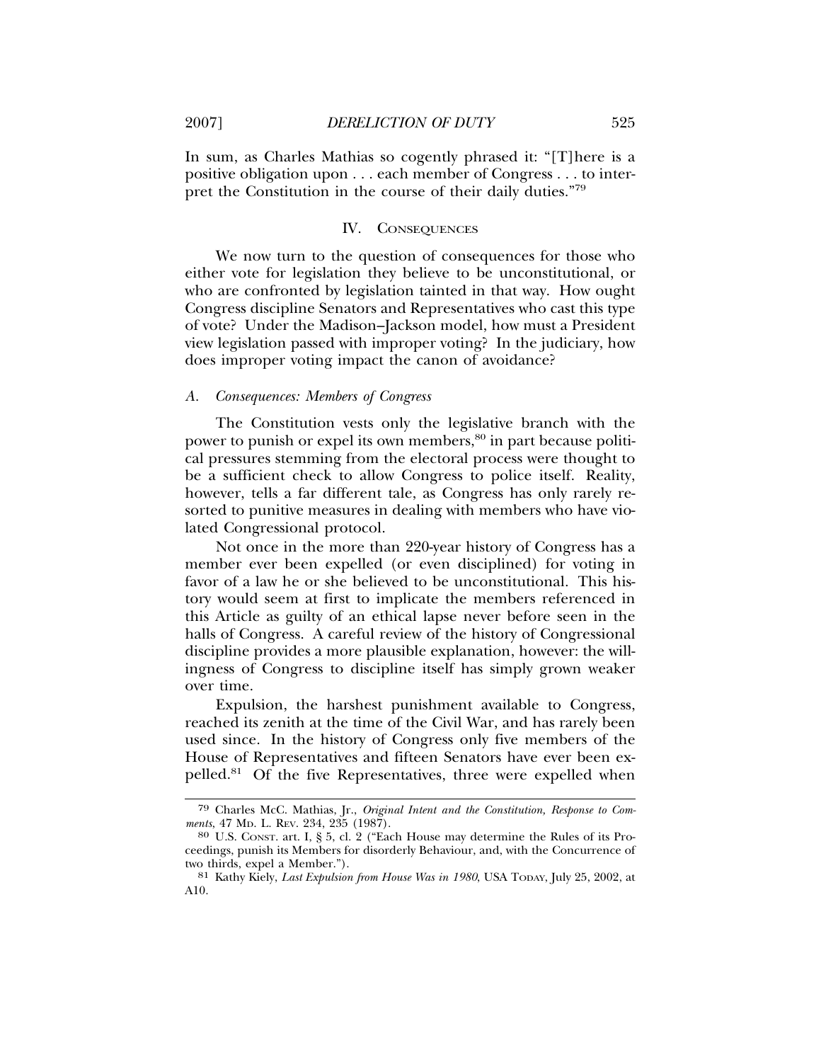In sum, as Charles Mathias so cogently phrased it: "[T]here is a positive obligation upon . . . each member of Congress . . . to interpret the Constitution in the course of their daily duties."[79]

## IV. Consequences

We now turn to the question of consequences for those who either vote for legislation they believe to be unconstitutional, or who are confronted by legislation tainted in that way. How ought Congress discipline Senators and Representatives who cast this type of vote? Under the Madison–Jackson model, how must a President view legislation passed with improper voting? In the judiciary, how does improper voting impact the canon of avoidance?

### A. *Consequences: Members of Congress*

The Constitution vests only the legislative branch with the power to punish or expel its own members,[80] in part because political pressures stemming from the electoral process were thought to be a sufficient check to allow Congress to police itself. Reality, however, tells a far different tale, as Congress has only rarely resorted to punitive measures in dealing with members who have violated Congressional protocol.

Not once in the more than 220-year history of Congress has a member ever been expelled (or even disciplined) for voting in favor of a law he or she believed to be unconstitutional. This history would seem at first to implicate the members referenced in this Article as guilty of an ethical lapse never before seen in the halls of Congress. A careful review of the history of Congressional discipline provides a more plausible explanation, however: the willingness of Congress to discipline itself has simply grown weaker over time.

Expulsion, the harshest punishment available to Congress, reached its zenith at the time of the Civil War, and has rarely been used since. In the history of Congress only five members of the House of Representatives and fifteen Senators have ever been expelled.[81] Of the five Representatives, three were expelled when

---

[79] Charles McC. Mathias, Jr., *Original Intent and the Constitution, Response to Comments*, 47 Md. L. Rev. 234, 235 (1987).

[80] U.S. Const. art. I, § 5, cl. 2 ("Each House may determine the Rules of its Proceedings, punish its Members for disorderly Behaviour, and, with the Concurrence of two thirds, expel a Member.").

[81] Kathy Kiely, *Last Expulsion from House Was in 1980*, USA Today, July 25, 2002, at A10.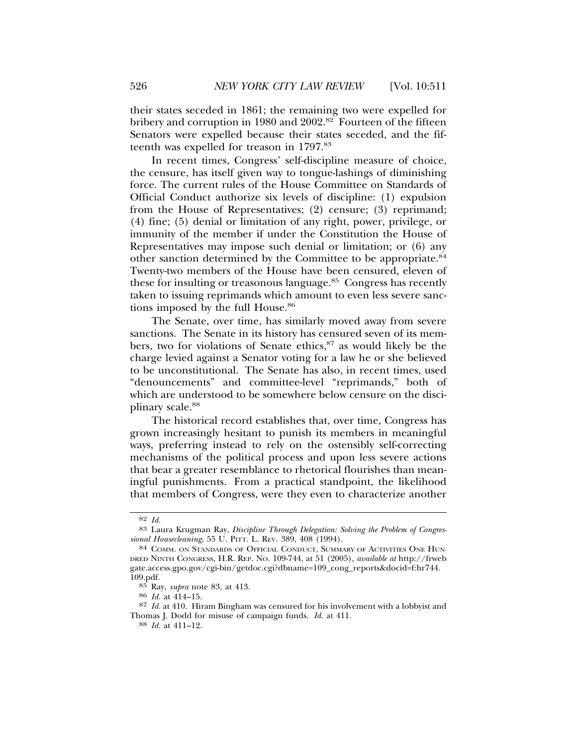their states seceded in 1861; the remaining two were expelled for bribery and corruption in 1980 and 2002.[82] Fourteen of the fifteen Senators were expelled because their states seceded, and the fifteenth was expelled for treason in 1797.[83]

In recent times, Congress' self-discipline measure of choice, the censure, has itself given way to tongue-lashings of diminishing force. The current rules of the House Committee on Standards of Official Conduct authorize six levels of discipline: (1) expulsion from the House of Representatives; (2) censure; (3) reprimand; (4) fine; (5) denial or limitation of any right, power, privilege, or immunity of the member if under the Constitution the House of Representatives may impose such denial or limitation; or (6) any other sanction determined by the Committee to be appropriate.[84] Twenty-two members of the House have been censured, eleven of these for insulting or treasonous language.[85] Congress has recently taken to issuing reprimands which amount to even less severe sanctions imposed by the full House.[86]

The Senate, over time, has similarly moved away from severe sanctions. The Senate in its history has censured seven of its members, two for violations of Senate ethics,[87] as would likely be the charge levied against a Senator voting for a law he or she believed to be unconstitutional. The Senate has also, in recent times, used "denouncements" and committee-level "reprimands," both of which are understood to be somewhere below censure on the disciplinary scale.[88]

The historical record establishes that, over time, Congress has grown increasingly hesitant to punish its members in meaningful ways, preferring instead to rely on the ostensibly self-correcting mechanisms of the political process and upon less severe actions that bear a greater resemblance to rhetorical flourishes than meaningful punishments. From a practical standpoint, the likelihood that members of Congress, were they even to characterize another

---

[82] *Id.*

[83] Laura Krugman Ray, *Discipline Through Delegation: Solving the Problem of Congressional Housecleaning*, 55 U. PITT. L. REV. 389, 408 (1994).

[84] COMM. ON STANDARDS OF OFFICIAL CONDUCT, SUMMARY OF ACTIVITIES ONE HUNDRED NINTH CONGRESS, H.R. REP. NO. 109-744, at 51 (2005), *available at* http://frwebgate.access.gpo.gov/cgi-bin/getdoc.cgi?dbname=109_cong_reports&docid=f:hr744.109.pdf.

[85] Ray, *supra* note 83, at 413.

[86] *Id.* at 414–15.

[87] *Id.* at 410. Hiram Bingham was censured for his involvement with a lobbyist and Thomas J. Dodd for misuse of campaign funds. *Id.* at 411.

[88] *Id.* at 411–12.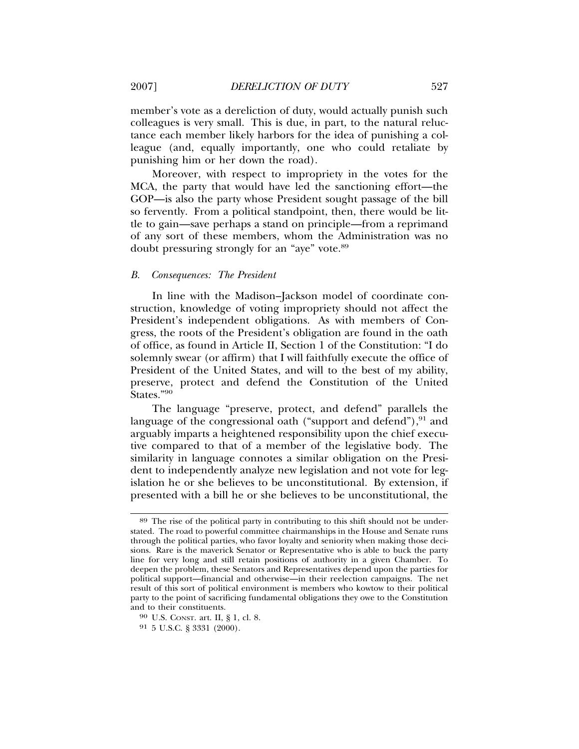member's vote as a dereliction of duty, would actually punish such colleagues is very small. This is due, in part, to the natural reluctance each member likely harbors for the idea of punishing a colleague (and, equally importantly, one who could retaliate by punishing him or her down the road).

Moreover, with respect to impropriety in the votes for the MCA, the party that would have led the sanctioning effort—the GOP—is also the party whose President sought passage of the bill so fervently. From a political standpoint, then, there would be little to gain—save perhaps a stand on principle—from a reprimand of any sort of these members, whom the Administration was no doubt pressuring strongly for an "aye" vote.[89]

### *B. Consequences: The President*

In line with the Madison–Jackson model of coordinate construction, knowledge of voting impropriety should not affect the President's independent obligations. As with members of Congress, the roots of the President's obligation are found in the oath of office, as found in Article II, Section 1 of the Constitution: "I do solemnly swear (or affirm) that I will faithfully execute the office of President of the United States, and will to the best of my ability, preserve, protect and defend the Constitution of the United States."[90]

The language "preserve, protect, and defend" parallels the language of the congressional oath ("support and defend"),[91] and arguably imparts a heightened responsibility upon the chief executive compared to that of a member of the legislative body. The similarity in language connotes a similar obligation on the President to independently analyze new legislation and not vote for legislation he or she believes to be unconstitutional. By extension, if presented with a bill he or she believes to be unconstitutional, the

---

[89] The rise of the political party in contributing to this shift should not be understated. The road to powerful committee chairmanships in the House and Senate runs through the political parties, who favor loyalty and seniority when making those decisions. Rare is the maverick Senator or Representative who is able to buck the party line for very long and still retain positions of authority in a given Chamber. To deepen the problem, these Senators and Representatives depend upon the parties for political support—financial and otherwise—in their reelection campaigns. The net result of this sort of political environment is members who kowtow to their political party to the point of sacrificing fundamental obligations they owe to the Constitution and to their constituents.

[90] U.S. CONST. art. II, § 1, cl. 8.

[91] 5 U.S.C. § 3331 (2000).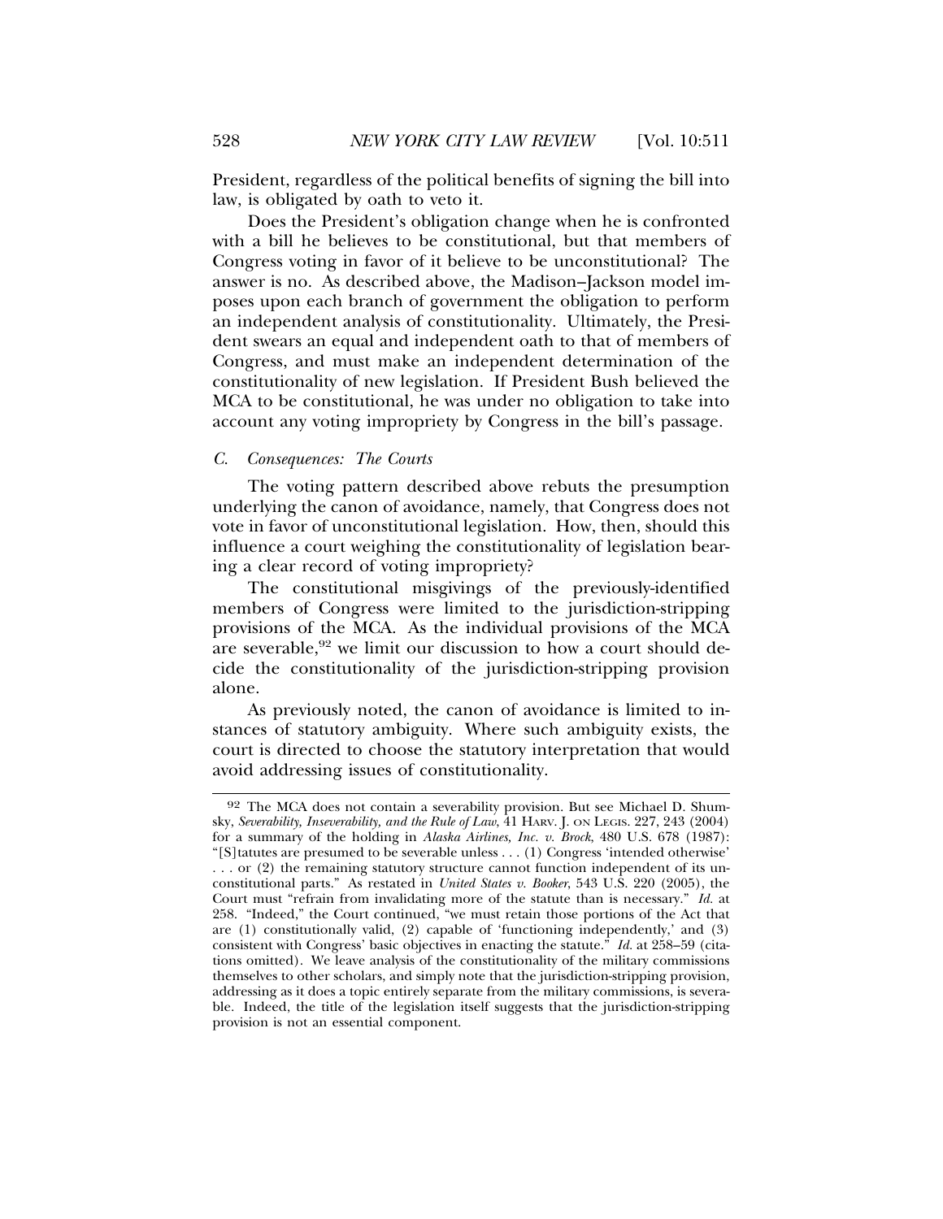President, regardless of the political benefits of signing the bill into law, is obligated by oath to veto it.

Does the President's obligation change when he is confronted with a bill he believes to be constitutional, but that members of Congress voting in favor of it believe to be unconstitutional? The answer is no. As described above, the Madison–Jackson model imposes upon each branch of government the obligation to perform an independent analysis of constitutionality. Ultimately, the President swears an equal and independent oath to that of members of Congress, and must make an independent determination of the constitutionality of new legislation. If President Bush believed the MCA to be constitutional, he was under no obligation to take into account any voting impropriety by Congress in the bill's passage.

### *C. Consequences: The Courts*

The voting pattern described above rebuts the presumption underlying the canon of avoidance, namely, that Congress does not vote in favor of unconstitutional legislation. How, then, should this influence a court weighing the constitutionality of legislation bearing a clear record of voting impropriety?

The constitutional misgivings of the previously-identified members of Congress were limited to the jurisdiction-stripping provisions of the MCA. As the individual provisions of the MCA are severable,[92] we limit our discussion to how a court should decide the constitutionality of the jurisdiction-stripping provision alone.

As previously noted, the canon of avoidance is limited to instances of statutory ambiguity. Where such ambiguity exists, the court is directed to choose the statutory interpretation that would avoid addressing issues of constitutionality.

---

[92] The MCA does not contain a severability provision. But see Michael D. Shumsky, *Severability, Inseverability, and the Rule of Law*, 41 HARV. J. ON LEGIS. 227, 243 (2004) for a summary of the holding in *Alaska Airlines, Inc. v. Brock*, 480 U.S. 678 (1987): "[S]tatutes are presumed to be severable unless . . . (1) Congress 'intended otherwise' . . . or (2) the remaining statutory structure cannot function independent of its unconstitutional parts." As restated in *United States v. Booker*, 543 U.S. 220 (2005), the Court must "refrain from invalidating more of the statute than is necessary." *Id.* at 258. "Indeed," the Court continued, "we must retain those portions of the Act that are (1) constitutionally valid, (2) capable of 'functioning independently,' and (3) consistent with Congress' basic objectives in enacting the statute." *Id.* at 258–59 (citations omitted). We leave analysis of the constitutionality of the military commissions themselves to other scholars, and simply note that the jurisdiction-stripping provision, addressing as it does a topic entirely separate from the military commissions, is severable. Indeed, the title of the legislation itself suggests that the jurisdiction-stripping provision is not an essential component.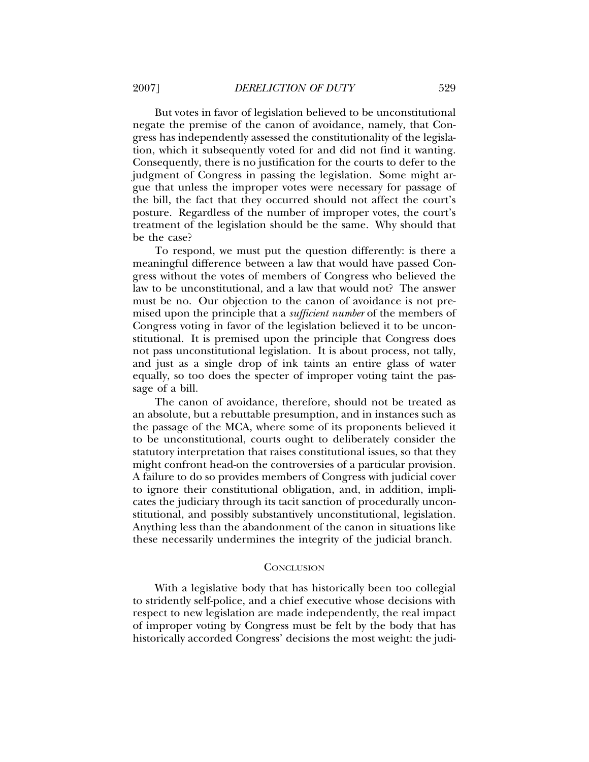But votes in favor of legislation believed to be unconstitutional negate the premise of the canon of avoidance, namely, that Congress has independently assessed the constitutionality of the legislation, which it subsequently voted for and did not find it wanting. Consequently, there is no justification for the courts to defer to the judgment of Congress in passing the legislation. Some might argue that unless the improper votes were necessary for passage of the bill, the fact that they occurred should not affect the court's posture. Regardless of the number of improper votes, the court's treatment of the legislation should be the same. Why should that be the case?

To respond, we must put the question differently: is there a meaningful difference between a law that would have passed Congress without the votes of members of Congress who believed the law to be unconstitutional, and a law that would not? The answer must be no. Our objection to the canon of avoidance is not premised upon the principle that a *sufficient number* of the members of Congress voting in favor of the legislation believed it to be unconstitutional. It is premised upon the principle that Congress does not pass unconstitutional legislation. It is about process, not tally, and just as a single drop of ink taints an entire glass of water equally, so too does the specter of improper voting taint the passage of a bill.

The canon of avoidance, therefore, should not be treated as an absolute, but a rebuttable presumption, and in instances such as the passage of the MCA, where some of its proponents believed it to be unconstitutional, courts ought to deliberately consider the statutory interpretation that raises constitutional issues, so that they might confront head-on the controversies of a particular provision. A failure to do so provides members of Congress with judicial cover to ignore their constitutional obligation, and, in addition, implicates the judiciary through its tacit sanction of procedurally unconstitutional, and possibly substantively unconstitutional, legislation. Anything less than the abandonment of the canon in situations like these necessarily undermines the integrity of the judicial branch.

## Conclusion

With a legislative body that has historically been too collegial to stridently self-police, and a chief executive whose decisions with respect to new legislation are made independently, the real impact of improper voting by Congress must be felt by the body that has historically accorded Congress' decisions the most weight: the judi-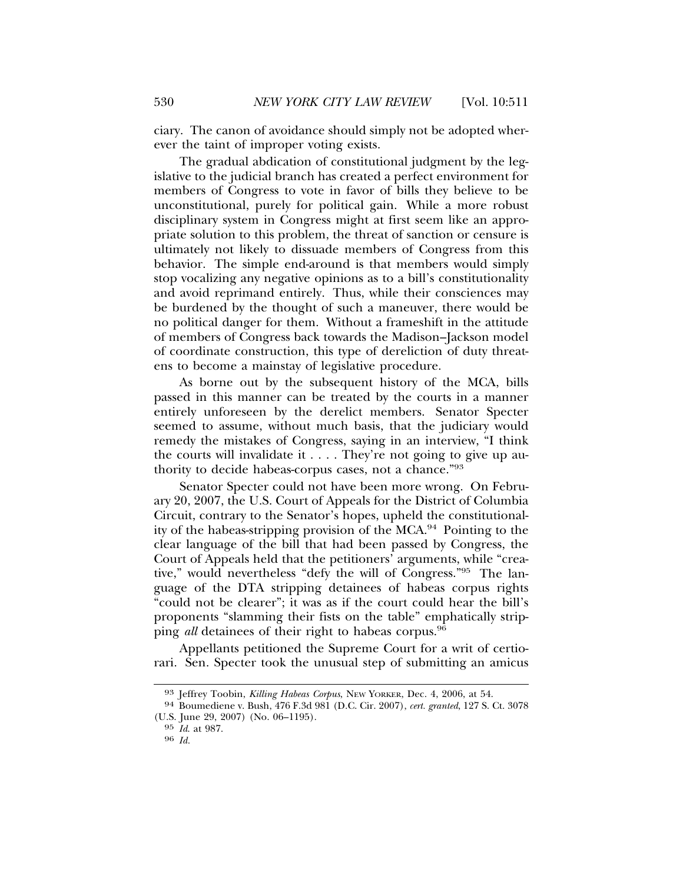ciary. The canon of avoidance should simply not be adopted wherever the taint of improper voting exists.

The gradual abdication of constitutional judgment by the legislative to the judicial branch has created a perfect environment for members of Congress to vote in favor of bills they believe to be unconstitutional, purely for political gain. While a more robust disciplinary system in Congress might at first seem like an appropriate solution to this problem, the threat of sanction or censure is ultimately not likely to dissuade members of Congress from this behavior. The simple end-around is that members would simply stop vocalizing any negative opinions as to a bill's constitutionality and avoid reprimand entirely. Thus, while their consciences may be burdened by the thought of such a maneuver, there would be no political danger for them. Without a frameshift in the attitude of members of Congress back towards the Madison–Jackson model of coordinate construction, this type of dereliction of duty threatens to become a mainstay of legislative procedure.

As borne out by the subsequent history of the MCA, bills passed in this manner can be treated by the courts in a manner entirely unforeseen by the derelict members. Senator Specter seemed to assume, without much basis, that the judiciary would remedy the mistakes of Congress, saying in an interview, "I think the courts will invalidate it . . . . They're not going to give up authority to decide habeas-corpus cases, not a chance."[93]

Senator Specter could not have been more wrong. On February 20, 2007, the U.S. Court of Appeals for the District of Columbia Circuit, contrary to the Senator's hopes, upheld the constitutionality of the habeas-stripping provision of the MCA.[94] Pointing to the clear language of the bill that had been passed by Congress, the Court of Appeals held that the petitioners' arguments, while "creative," would nevertheless "defy the will of Congress."[95] The language of the DTA stripping detainees of habeas corpus rights "could not be clearer"; it was as if the court could hear the bill's proponents "slamming their fists on the table" emphatically stripping *all* detainees of their right to habeas corpus.[96]

Appellants petitioned the Supreme Court for a writ of certiorari. Sen. Specter took the unusual step of submitting an amicus

---

[93] Jeffrey Toobin, *Killing Habeas Corpus*, NEW YORKER, Dec. 4, 2006, at 54.

[94] Boumediene v. Bush, 476 F.3d 981 (D.C. Cir. 2007), *cert. granted*, 127 S. Ct. 3078 (U.S. June 29, 2007) (No. 06–1195).

[95] *Id.* at 987.

[96] *Id.*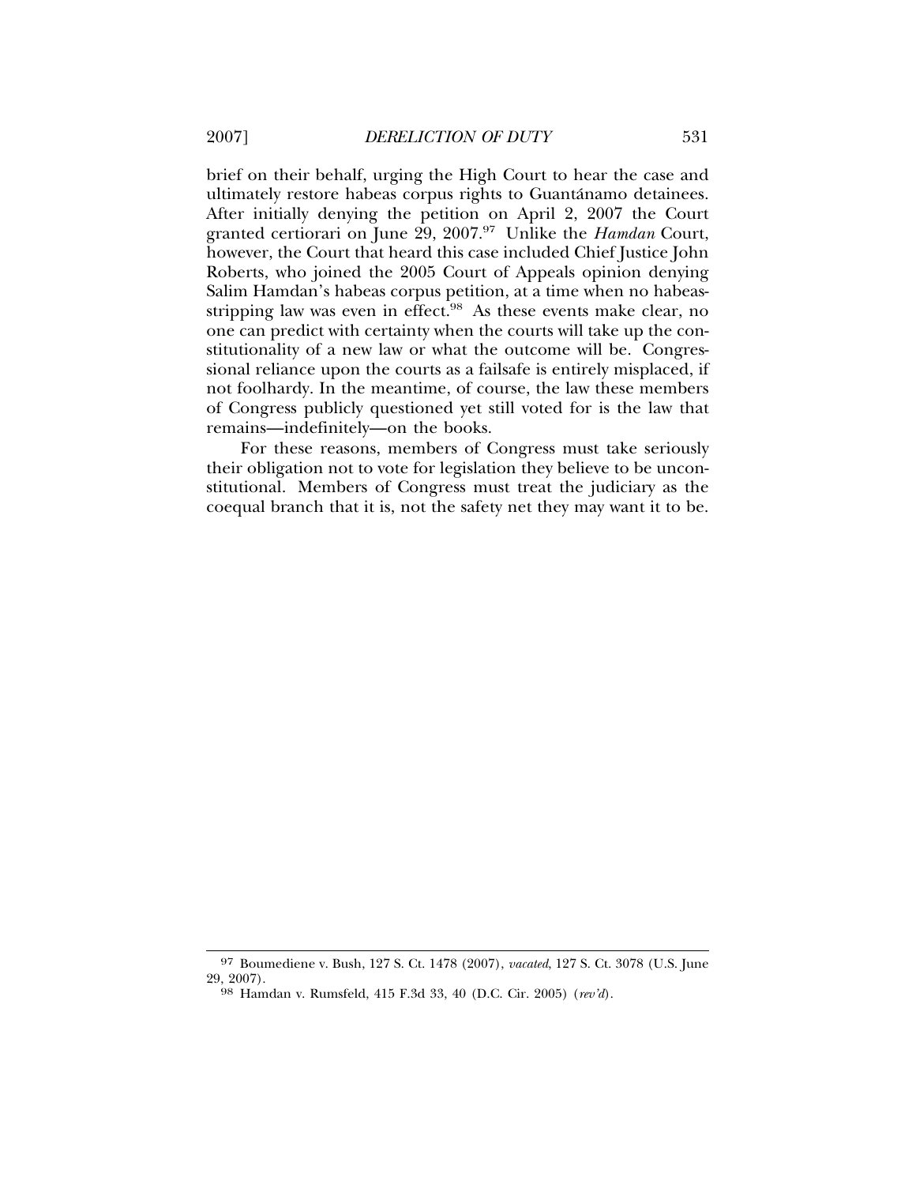brief on their behalf, urging the High Court to hear the case and ultimately restore habeas corpus rights to Guantánamo detainees. After initially denying the petition on April 2, 2007 the Court granted certiorari on June 29, 2007.[97] Unlike the *Hamdan* Court, however, the Court that heard this case included Chief Justice John Roberts, who joined the 2005 Court of Appeals opinion denying Salim Hamdan's habeas corpus petition, at a time when no habeas-stripping law was even in effect.[98] As these events make clear, no one can predict with certainty when the courts will take up the constitutionality of a new law or what the outcome will be. Congressional reliance upon the courts as a failsafe is entirely misplaced, if not foolhardy. In the meantime, of course, the law these members of Congress publicly questioned yet still voted for is the law that remains—indefinitely—on the books.

For these reasons, members of Congress must take seriously their obligation not to vote for legislation they believe to be unconstitutional. Members of Congress must treat the judiciary as the coequal branch that it is, not the safety net they may want it to be.

---

97 Boumediene v. Bush, 127 S. Ct. 1478 (2007), *vacated*, 127 S. Ct. 3078 (U.S. June 29, 2007).

98 Hamdan v. Rumsfeld, 415 F.3d 33, 40 (D.C. Cir. 2005) (*rev'd*).